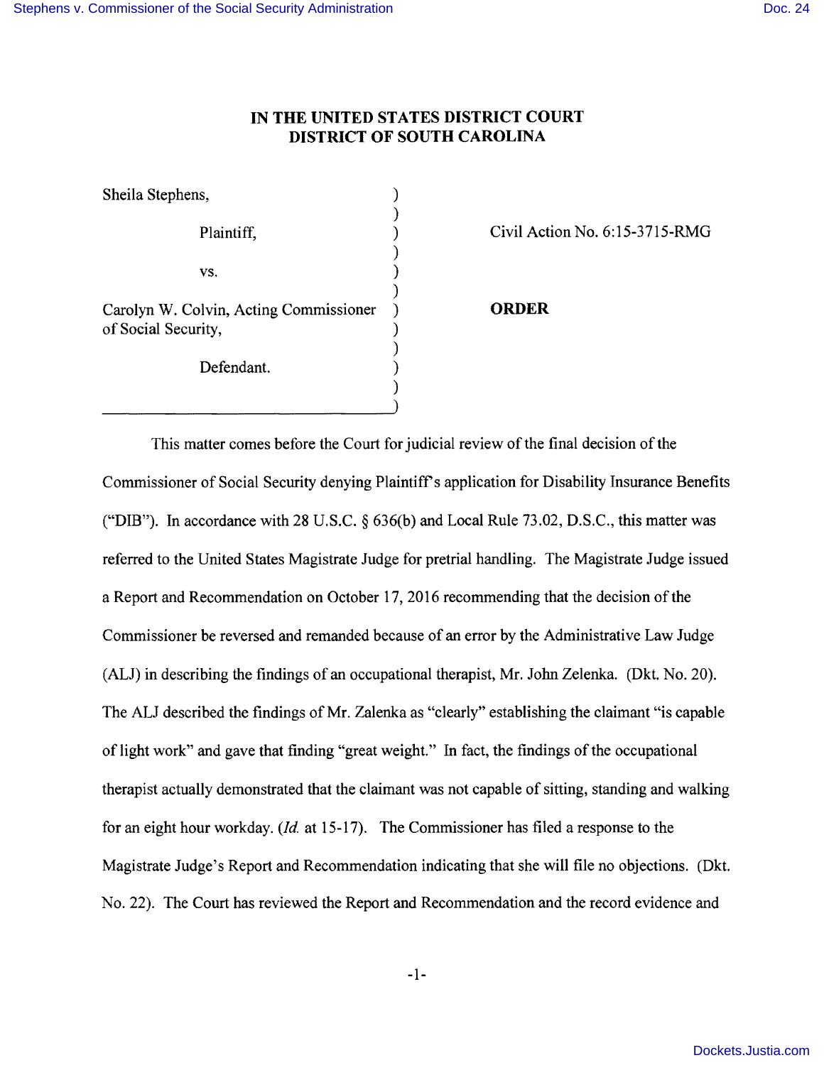# IN THE UNITED STATES DISTRICT COURT
# DISTRICT OF SOUTH CAROLINA

Sheila Stephens,

Plaintiff,

vs.

Carolyn W. Colvin, Acting Commissioner of Social Security,

Defendant.

Civil Action No. 6:15-3715-RMG

**ORDER**

This matter comes before the Court for judicial review of the final decision of the Commissioner of Social Security denying Plaintiff's application for Disability Insurance Benefits ("DIB"). In accordance with 28 U.S.C. § 636(b) and Local Rule 73.02, D.S.C., this matter was referred to the United States Magistrate Judge for pretrial handling. The Magistrate Judge issued a Report and Recommendation on October 17, 2016 recommending that the decision of the Commissioner be reversed and remanded because of an error by the Administrative Law Judge (ALJ) in describing the findings of an occupational therapist, Mr. John Zelenka. (Dkt. No. 20). The ALJ described the findings of Mr. Zalenka as "clearly" establishing the claimant "is capable of light work" and gave that finding "great weight." In fact, the findings of the occupational therapist actually demonstrated that the claimant was not capable of sitting, standing and walking for an eight hour workday. (*Id.* at 15-17). The Commissioner has filed a response to the Magistrate Judge's Report and Recommendation indicating that she will file no objections. (Dkt. No. 22). The Court has reviewed the Report and Recommendation and the record evidence and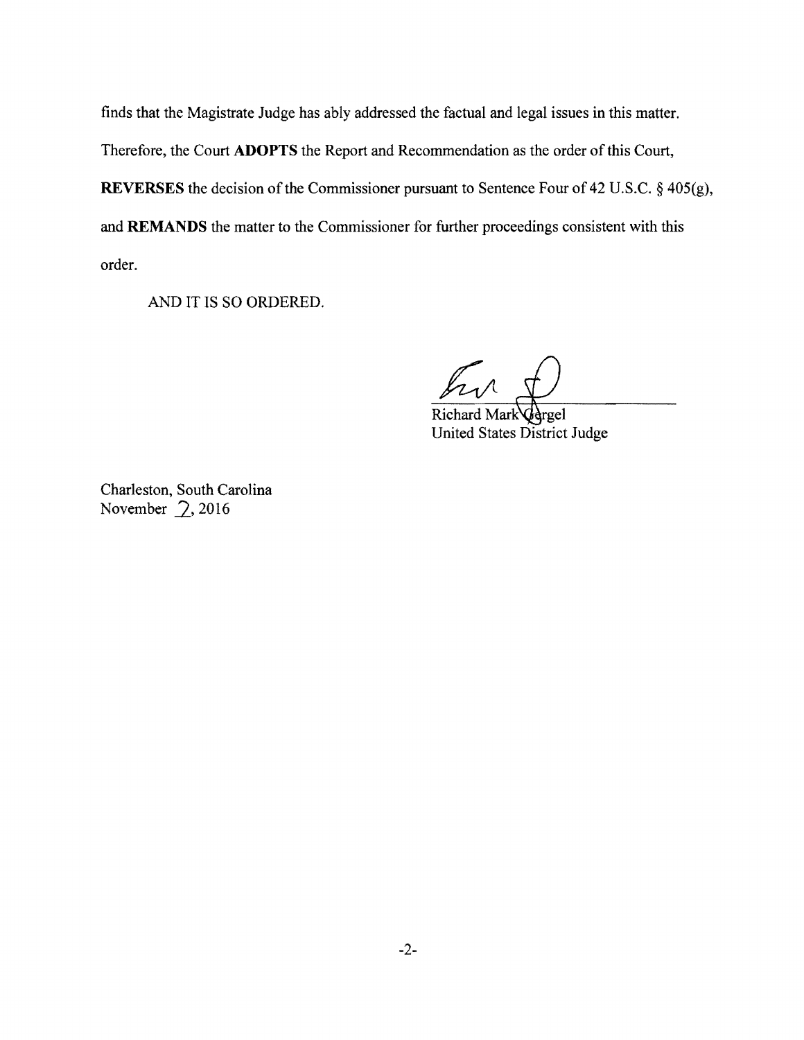finds that the Magistrate Judge has ably addressed the factual and legal issues in this matter. Therefore, the Court **ADOPTS** the Report and Recommendation as the order of this Court, **REVERSES** the decision of the Commissioner pursuant to Sentence Four of 42 U.S.C. § 405(g), and **REMANDS** the matter to the Commissioner for further proceedings consistent with this order.

AND IT IS SO ORDERED.

Richard Mark Gergel
United States District Judge

Charleston, South Carolina
November 2, 2016